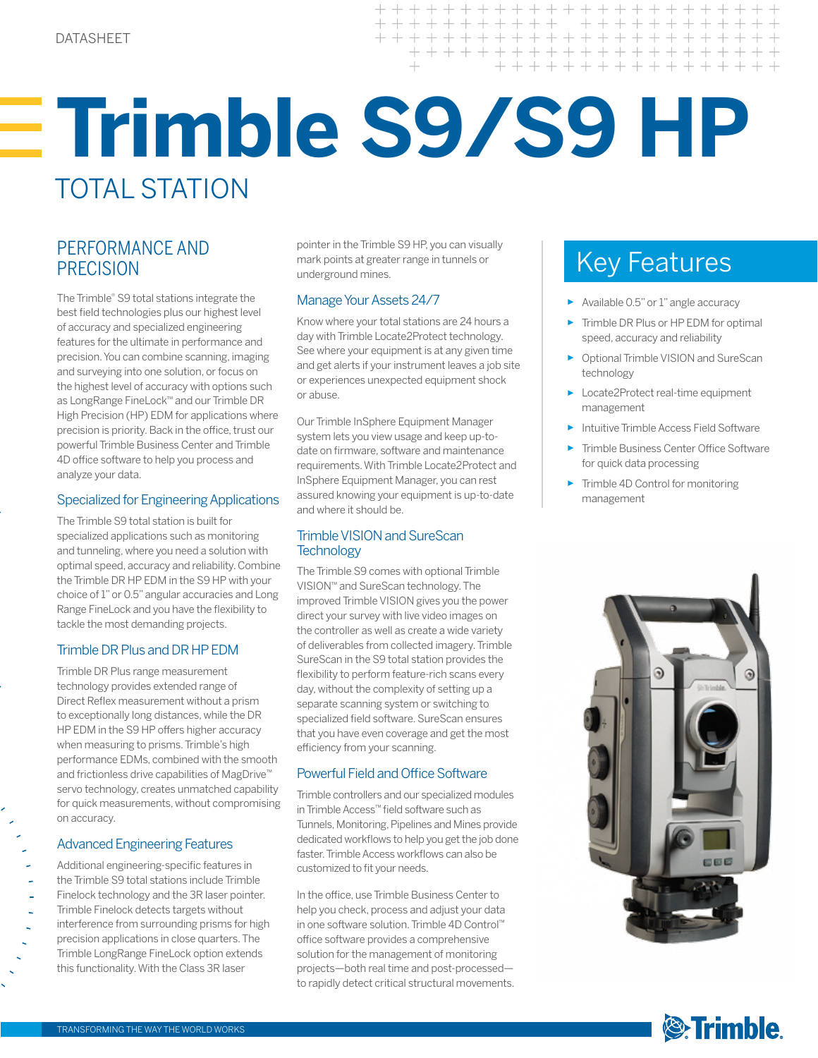DATASHEET

# Trimble S9/S9 HP

## TOTAL STATION

## PERFORMANCE AND PRECISION

The Trimble® S9 total stations integrate the best field technologies plus our highest level of accuracy and specialized engineering features for the ultimate in performance and precision. You can combine scanning, imaging and surveying into one solution, or focus on the highest level of accuracy with options such as LongRange FineLock™ and our Trimble DR High Precision (HP) EDM for applications where precision is priority. Back in the office, trust our powerful Trimble Business Center and Trimble 4D office software to help you process and analyze your data.

### Specialized for Engineering Applications

The Trimble S9 total station is built for specialized applications such as monitoring and tunneling, where you need a solution with optimal speed, accuracy and reliability. Combine the Trimble DR HP EDM in the S9 HP with your choice of 1" or 0.5" angular accuracies and Long Range FineLock and you have the flexibility to tackle the most demanding projects.

### Trimble DR Plus and DR HP EDM

Trimble DR Plus range measurement technology provides extended range of Direct Reflex measurement without a prism to exceptionally long distances, while the DR HP EDM in the S9 HP offers higher accuracy when measuring to prisms. Trimble's high performance EDMs, combined with the smooth and frictionless drive capabilities of MagDrive™ servo technology, creates unmatched capability for quick measurements, without compromising on accuracy.

### Advanced Engineering Features

Additional engineering-specific features in the Trimble S9 total stations include Trimble Finelock technology and the 3R laser pointer. Trimble Finelock detects targets without interference from surrounding prisms for high precision applications in close quarters. The Trimble LongRange FineLock option extends this functionality. With the Class 3R laser pointer in the Trimble S9 HP, you can visually mark points at greater range in tunnels or underground mines.

### Manage Your Assets 24/7

Know where your total stations are 24 hours a day with Trimble Locate2Protect technology. See where your equipment is at any given time and get alerts if your instrument leaves a job site or experiences unexpected equipment shock or abuse.

Our Trimble InSphere Equipment Manager system lets you view usage and keep up-to-date on firmware, software and maintenance requirements. With Trimble Locate2Protect and InSphere Equipment Manager, you can rest assured knowing your equipment is up-to-date and where it should be.

### Trimble VISION and SureScan Technology

The Trimble S9 comes with optional Trimble VISION™ and SureScan technology. The improved Trimble VISION gives you the power direct your survey with live video images on the controller as well as create a wide variety of deliverables from collected imagery. Trimble SureScan in the S9 total station provides the flexibility to perform feature-rich scans every day, without the complexity of setting up a separate scanning system or switching to specialized field software. SureScan ensures that you have even coverage and get the most efficiency from your scanning.

### Powerful Field and Office Software

Trimble controllers and our specialized modules in Trimble Access™ field software such as Tunnels, Monitoring, Pipelines and Mines provide dedicated workflows to help you get the job done faster. Trimble Access workflows can also be customized to fit your needs.

In the office, use Trimble Business Center to help you check, process and adjust your data in one software solution. Trimble 4D Control™ office software provides a comprehensive solution for the management of monitoring projects—both real time and post-processed—to rapidly detect critical structural movements.

## Key Features

- Available 0.5" or 1" angle accuracy
- Trimble DR Plus or HP EDM for optimal speed, accuracy and reliability
- Optional Trimble VISION and SureScan technology
- Locate2Protect real-time equipment management
- Intuitive Trimble Access Field Software
- Trimble Business Center Office Software for quick data processing
- Trimble 4D Control for monitoring management

TRANSFORMING THE WAY THE WORLD WORKS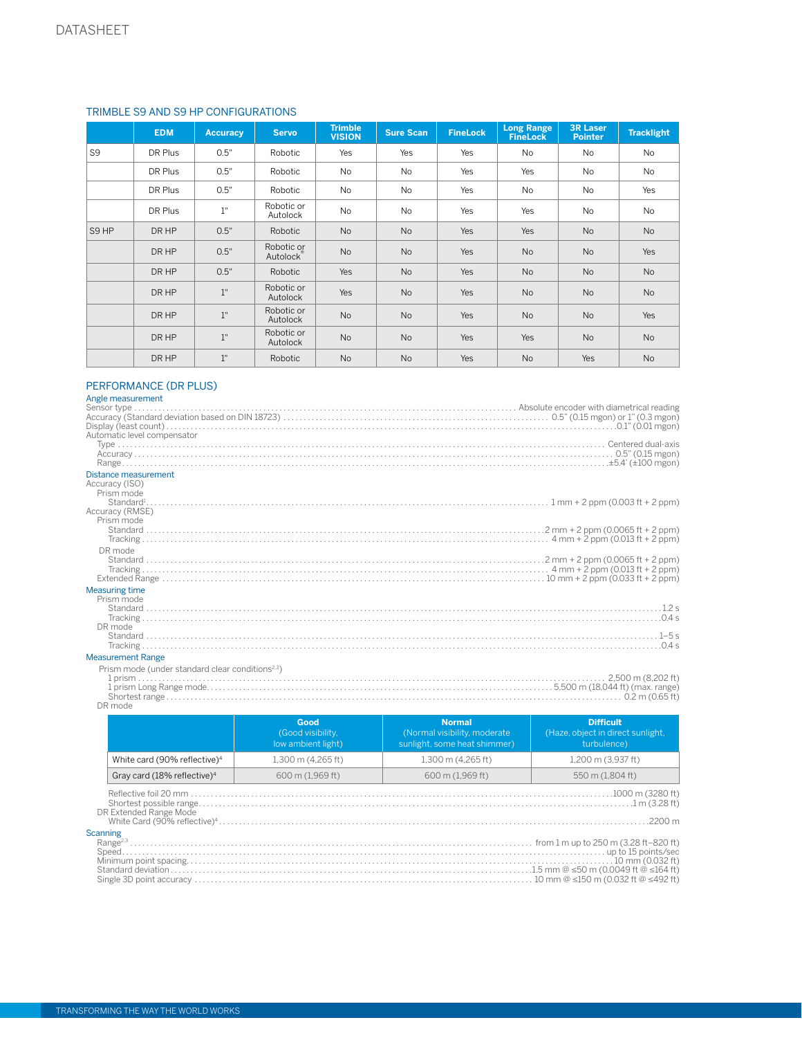DATASHEET

## TRIMBLE S9 AND S9 HP CONFIGURATIONS

| | EDM | Accuracy | Servo | Trimble VISION | Sure Scan | FineLock | Long Range FineLock | 3R Laser Pointer | Tracklight |
|---|---|---|---|---|---|---|---|---|---|
| S9 | DR Plus | 0.5" | Robotic | Yes | Yes | Yes | No | No | No |
| | DR Plus | 0.5" | Robotic | No | No | Yes | Yes | No | No |
| | DR Plus | 0.5" | Robotic | No | No | Yes | No | No | Yes |
| | DR Plus | 1" | Robotic or Autolock | No | No | Yes | Yes | No | No |
| S9 HP | DR HP | 0.5" | Robotic | No | No | Yes | Yes | No | No |
| | DR HP | 0.5" | Robotic or Autolock® | No | No | Yes | No | No | Yes |
| | DR HP | 0.5" | Robotic | Yes | No | Yes | No | No | No |
| | DR HP | 1" | Robotic or Autolock | Yes | No | Yes | No | No | No |
| | DR HP | 1" | Robotic or Autolock | No | No | Yes | No | No | Yes |
| | DR HP | 1" | Robotic or Autolock | No | No | Yes | Yes | No | No |
| | DR HP | 1" | Robotic | No | No | Yes | No | Yes | No |

## PERFORMANCE (DR PLUS)

### Angle measurement

Sensor type ..... Absolute encoder with diametrical reading
Accuracy (Standard deviation based on DIN 18723) ..... 0.5" (0.15 mgon) or 1" (0.3 mgon)
Display (least count) ..... 0.1" (0.01 mgon)
Automatic level compensator
- Type ..... Centered dual-axis
- Accuracy ..... 0.5" (0.15 mgon)
- Range ..... ±5.4' (±100 mgon)

### Distance measurement

Accuracy (ISO)
- Prism mode
  - Standard[1] ..... 1 mm + 2 ppm (0.003 ft + 2 ppm)

Accuracy (RMSE)
- Prism mode
  - Standard ..... 2 mm + 2 ppm (0.0065 ft + 2 ppm)
  - Tracking ..... 4 mm + 2 ppm (0.013 ft + 2 ppm)
- DR mode
  - Standard ..... 2 mm + 2 ppm (0.0065 ft + 2 ppm)
  - Tracking ..... 4 mm + 2 ppm (0.013 ft + 2 ppm)
- Extended Range ..... 10 mm + 2 ppm (0.033 ft + 2 ppm)

### Measuring time

- Prism mode
  - Standard ..... 1.2 s
  - Tracking ..... 0.4 s
- DR mode
  - Standard ..... 1–5 s
  - Tracking ..... 0.4 s

### Measurement Range

- Prism mode (under standard clear conditions[2,3])
  - 1 prism ..... 2,500 m (8,202 ft)
  - 1 prism Long Range mode ..... 5,500 m (18,044 ft) (max. range)
  - Shortest range ..... 0.2 m (0.65 ft)
- DR mode

| | Good (Good visibility, low ambient light) | Normal (Normal visibility, moderate sunlight, some heat shimmer) | Difficult (Haze, object in direct sunlight, turbulence) |
|---|---|---|---|
| White card (90% reflective)[4] | 1,300 m (4,265 ft) | 1,300 m (4,265 ft) | 1,200 m (3,937 ft) |
| Gray card (18% reflective)[4] | 600 m (1,969 ft) | 600 m (1,969 ft) | 550 m (1,804 ft) |

  - Reflective foil 20 mm ..... 1000 m (3280 ft)
  - Shortest possible range ..... 1 m (3.28 ft)
- DR Extended Range Mode
  - White Card (90% reflective)[4] ..... 2200 m

### Scanning

- Range[2,3] ..... from 1 m up to 250 m (3.28 ft–820 ft)
- Speed ..... up to 15 points/sec
- Minimum point spacing ..... 10 mm (0.032 ft)
- Standard deviation ..... 1.5 mm @ ≤50 m (0.0049 ft @ ≤164 ft)
- Single 3D point accuracy ..... 10 mm @ ≤150 m (0.032 ft @ ≤492 ft)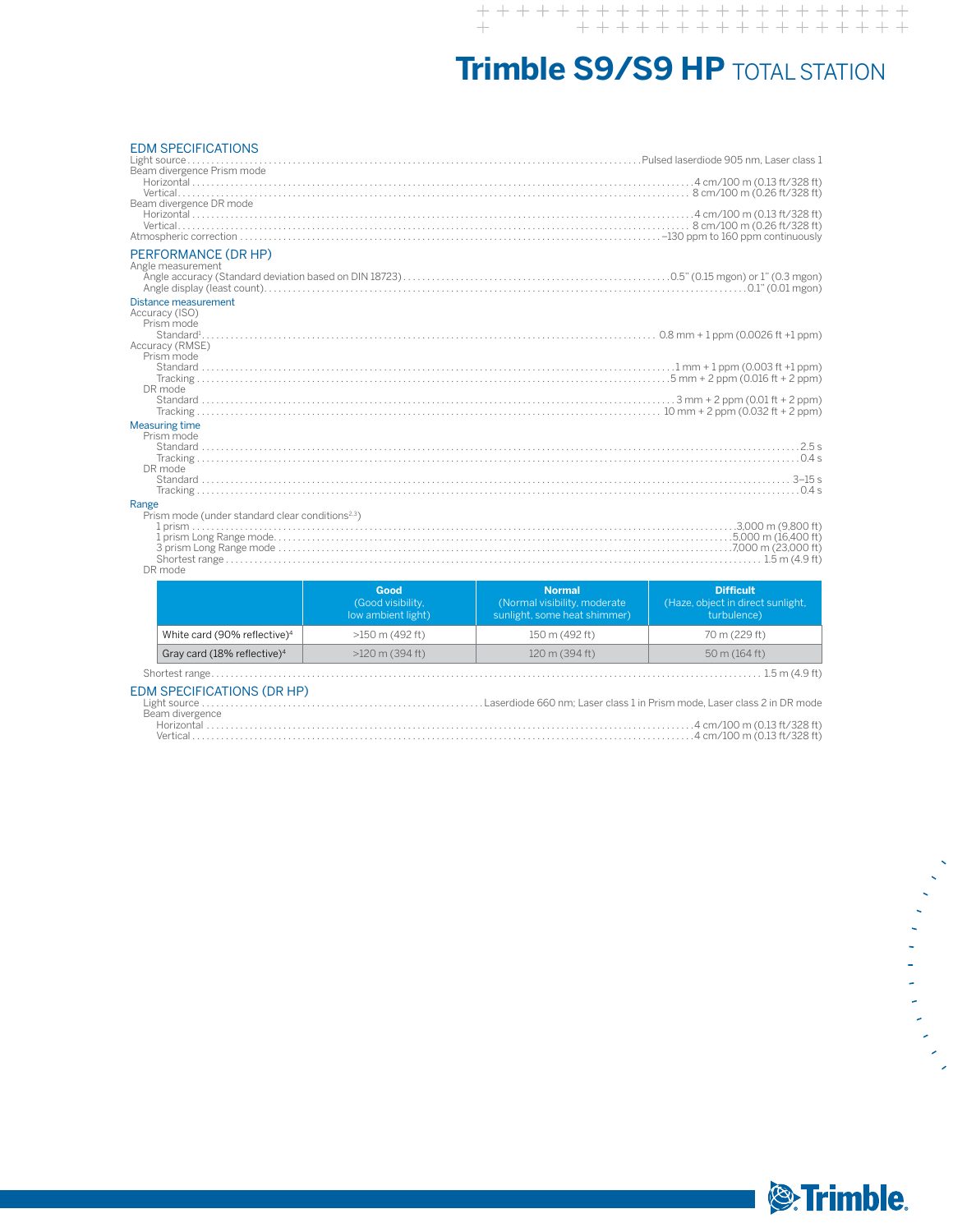# Trimble S9/S9 HP TOTAL STATION

## EDM SPECIFICATIONS

Light source ........ Pulsed laserdiode 905 nm, Laser class 1

Beam divergence Prism mode
- Horizontal ........ 4 cm/100 m (0.13 ft/328 ft)
- Vertical ........ 8 cm/100 m (0.26 ft/328 ft)

Beam divergence DR mode
- Horizontal ........ 4 cm/100 m (0.13 ft/328 ft)
- Vertical ........ 8 cm/100 m (0.26 ft/328 ft)

Atmospheric correction ........ –130 ppm to 160 ppm continuously

## PERFORMANCE (DR HP)

Angle measurement
- Angle accuracy (Standard deviation based on DIN 18723) ........ 0.5" (0.15 mgon) or 1" (0.3 mgon)
- Angle display (least count) ........ 0.1" (0.01 mgon)

### Distance measurement

Accuracy (ISO)
- Prism mode
  - Standard[1] ........ 0.8 mm + 1 ppm (0.0026 ft +1 ppm)

Accuracy (RMSE)
- Prism mode
  - Standard ........ 1 mm + 1 ppm (0.003 ft +1 ppm)
  - Tracking ........ 5 mm + 2 ppm (0.016 ft + 2 ppm)
- DR mode
  - Standard ........ 3 mm + 2 ppm (0.01 ft + 2 ppm)
  - Tracking ........ 10 mm + 2 ppm (0.032 ft + 2 ppm)

### Measuring time

- Prism mode
  - Standard ........ 2.5 s
  - Tracking ........ 0.4 s
- DR mode
  - Standard ........ 3–15 s
  - Tracking ........ 0.4 s

### Range

- Prism mode (under standard clear conditions[2,3])
  - 1 prism ........ 3,000 m (9,800 ft)
  - 1 prism Long Range mode ........ 5,000 m (16,400 ft)
  - 3 prism Long Range mode ........ 7,000 m (23,000 ft)
  - Shortest range ........ 1.5 m (4.9 ft)
- DR mode

| | Good (Good visibility, low ambient light) | Normal (Normal visibility, moderate sunlight, some heat shimmer) | Difficult (Haze, object in direct sunlight, turbulence) |
|---|---|---|---|
| White card (90% reflective)[4] | >150 m (492 ft) | 150 m (492 ft) | 70 m (229 ft) |
| Gray card (18% reflective)[4] | >120 m (394 ft) | 120 m (394 ft) | 50 m (164 ft) |

Shortest range ........ 1.5 m (4.9 ft)

## EDM SPECIFICATIONS (DR HP)

Light source ........ Laserdiode 660 nm; Laser class 1 in Prism mode, Laser class 2 in DR mode

Beam divergence
- Horizontal ........ 4 cm/100 m (0.13 ft/328 ft)
- Vertical ........ 4 cm/100 m (0.13 ft/328 ft)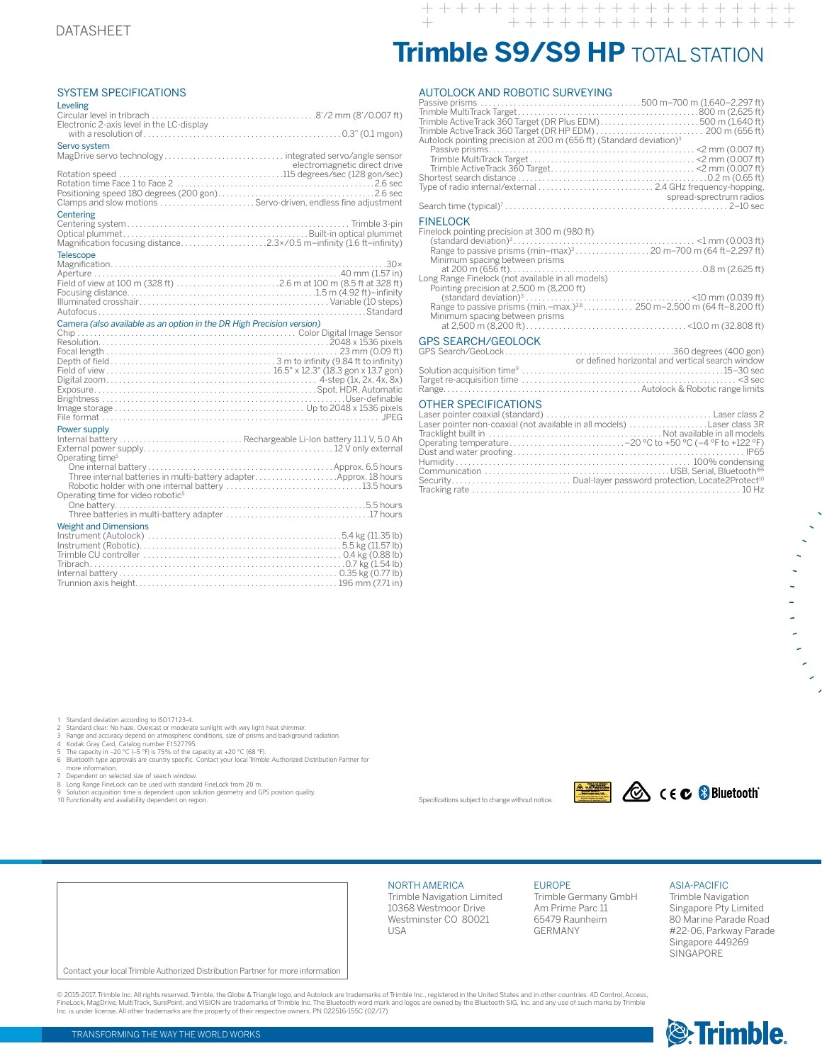DATASHEET

# Trimble S9/S9 HP TOTAL STATION

## SYSTEM SPECIFICATIONS

### Leveling

| | |
|---|---|
| Circular level in tribrach | 8'/2 mm (8'/0.007 ft) |
| Electronic 2-axis level in the LC-display with a resolution of | 0.3" (0.1 mgon) |

### Servo system

| | |
|---|---|
| MagDrive servo technology | integrated servo/angle sensor electromagnetic direct drive |
| Rotation speed | 115 degrees/sec (128 gon/sec) |
| Rotation time Face 1 to Face 2 | 2.6 sec |
| Positioning speed 180 degrees (200 gon) | 2.6 sec |
| Clamps and slow motions | Servo-driven, endless fine adjustment |

### Centering

| | |
|---|---|
| Centering system | Trimble 3-pin |
| Optical plummet | Built-in optical plummet |
| Magnification focusing distance | 2.3×/0.5 m–infinity (1.6 ft–infinity) |

### Telescope

| | |
|---|---|
| Magnification | 30× |
| Aperture | 40 mm (1.57 in) |
| Field of view at 100 m (328 ft) | 2.6 m at 100 m (8.5 ft at 328 ft) |
| Focusing distance | 1.5 m (4.92 ft)–infinity |
| Illuminated crosshair | Variable (10 steps) |
| Autofocus | Standard |

### Camera *(also available as an option in the DR High Precision version)*

| | |
|---|---|
| Chip | Color Digital Image Sensor |
| Resolution | 2048 x 1536 pixels |
| Focal length | 23 mm (0.09 ft) |
| Depth of field | 3 m to infinity (9.84 ft to infinity) |
| Field of view | 16.5° x 12.3° (18.3 gon x 13.7 gon) |
| Digital zoom | 4-step (1x, 2x, 4x, 8x) |
| Exposure | Spot, HDR, Automatic |
| Brightness | User-definable |
| Image storage | Up to 2048 x 1536 pixels |
| File format | JPEG |

### Power supply

| | |
|---|---|
| Internal battery | Rechargeable Li-Ion battery 11.1 V, 5.0 Ah |
| External power supply | 12 V only external |
| Operating time[5] | |
| One internal battery | Approx. 6.5 hours |
| Three internal batteries in multi-battery adapter | Approx. 18 hours |
| Robotic holder with one internal battery | 13.5 hours |
| Operating time for video robotic[5] | |
| One battery | 5.5 hours |
| Three batteries in multi-battery adapter | 17 hours |

### Weight and Dimensions

| | |
|---|---|
| Instrument (Autolock) | 5.4 kg (11.35 lb) |
| Instrument (Robotic) | 5.5 kg (11.57 lb) |
| Trimble CU controller | 0.4 kg (0.88 lb) |
| Tribrach | 0.7 kg (1.54 lb) |
| Internal battery | 0.35 kg (0.77 lb) |
| Trunnion axis height | 196 mm (7.71 in) |

## AUTOLOCK AND ROBOTIC SURVEYING

| | |
|---|---|
| Passive prisms | 500 m–700 m (1,640–2,297 ft) |
| Trimble MultiTrack Target | 800 m (2,625 ft) |
| Trimble ActiveTrack 360 Target (DR Plus EDM) | 500 m (1,640 ft) |
| Trimble ActiveTrack 360 Target (DR HP EDM) | 200 m (656 ft) |
| Autolock pointing precision at 200 m (656 ft) (Standard deviation)[3] | |
| Passive prisms | <2 mm (0.007 ft) |
| Trimble MultiTrack Target | <2 mm (0.007 ft) |
| Trimble ActiveTrack 360 Target | <2 mm (0.007 ft) |
| Shortest search distance | 0.2 m (0.65 ft) |
| Type of radio internal/external | 2.4 GHz frequency-hopping, spread-sprectrum radios |
| Search time (typical)[7] | 2–10 sec |

## FINELOCK

| | |
|---|---|
| Finelock pointing precision at 300 m (980 ft) (standard deviation)[3] | <1 mm (0.003 ft) |
| Range to passive prisms (min–max)[3] | 20 m–700 m (64 ft–2,297 ft) |
| Minimum spacing between prisms at 200 m (656 ft) | 0.8 m (2.625 ft) |
| Long Range Finelock (not available in all models) | |
| Pointing precision at 2,500 m (8,200 ft) (standard deviation)[3] | <10 mm (0.039 ft) |
| Range to passive prisms (min.–max.)[3,8] | 250 m–2,500 m (64 ft–8,200 ft) |
| Minimum spacing between prisms at 2,500 m (8,200 ft) | <10.0 m (32.808 ft) |

## GPS SEARCH/GEOLOCK

| | |
|---|---|
| GPS Search/GeoLock | 360 degrees (400 gon) or defined horizontal and vertical search window |
| Solution acquisition time[9] | 15–30 sec |
| Target re-acquisition time | <3 sec |
| Range | Autolock & Robotic range limits |

## OTHER SPECIFICATIONS

| | |
|---|---|
| Laser pointer coaxial (standard) | Laser class 2 |
| Laser pointer non-coaxial (not available in all models) | Laser class 3R |
| Tracklight built in | Not available in all models |
| Operating temperature | –20 °C to +50 °C (–4 °F to +122 °F) |
| Dust and water proofing | IP65 |
| Humidity | 100% condensing |
| Communication | USB, Serial, Bluetooth®[6] |
| Security | Dual-layer password protection, Locate2Protect[10] |
| Tracking rate | 10 Hz |

1 Standard deviation according to ISO17123-4.
2 Standard clear: No haze. Overcast or moderate sunlight with very light heat shimmer.
3 Range and accuracy depend on atmospheric conditions, size of prisms and background radiation.
4 Kodak Gray Card, Catalog number E1527795.
5 The capacity in –20 °C (–5 °F) is 75% of the capacity at +20 °C (68 °F).
6 Bluetooth type approvals are country specific. Contact your local Trimble Authorized Distribution Partner for more information.
7 Dependent on selected size of search window.
8 Long Range FineLock can be used with standard FineLock from 20 m.
9 Solution acquisition time is dependent upon solution geometry and GPS position quality.
10 Functionality and availability dependent on region.

Specifications subject to change without notice.

Contact your local Trimble Authorized Distribution Partner for more information

NORTH AMERICA
Trimble Navigation Limited
10368 Westmoor Drive
Westminster CO 80021
USA

EUROPE
Trimble Germany GmbH
Am Prime Parc 11
65479 Raunheim
GERMANY

ASIA-PACIFIC
Trimble Navigation
Singapore Pty Limited
80 Marine Parade Road
#22-06, Parkway Parade
Singapore 449269
SINGAPORE

© 2015-2017, Trimble Inc. All rights reserved. Trimble, the Globe & Triangle logo, and Autolock are trademarks of Trimble Inc., registered in the United States and in other countries. 4D Control, Access, FineLock, MagDrive, MultiTrack, SurePoint, and VISION are trademarks of Trimble Inc. The Bluetooth word mark and logos are owned by the Bluetooth SIG, Inc. and any use of such marks by Trimble Inc. is under license. All other trademarks are the property of their respective owners. PN 022516-155C (02/17)

TRANSFORMING THE WAY THE WORLD WORKS